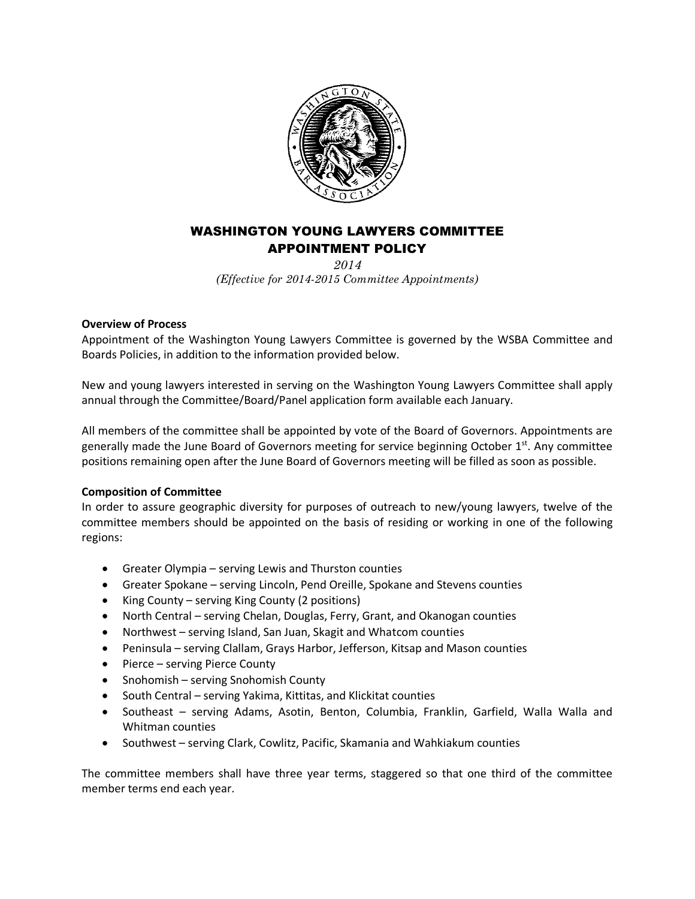# WASHINGTON YOUNG LAWYERS COMMITTEE APPOINTMENT POLICY

*2014*
*(Effective for 2014-2015 Committee Appointments)*

**Overview of Process**

Appointment of the Washington Young Lawyers Committee is governed by the WSBA Committee and Boards Policies, in addition to the information provided below.

New and young lawyers interested in serving on the Washington Young Lawyers Committee shall apply annual through the Committee/Board/Panel application form available each January.

All members of the committee shall be appointed by vote of the Board of Governors. Appointments are generally made the June Board of Governors meeting for service beginning October 1st. Any committee positions remaining open after the June Board of Governors meeting will be filled as soon as possible.

**Composition of Committee**

In order to assure geographic diversity for purposes of outreach to new/young lawyers, twelve of the committee members should be appointed on the basis of residing or working in one of the following regions:

- Greater Olympia – serving Lewis and Thurston counties
- Greater Spokane – serving Lincoln, Pend Oreille, Spokane and Stevens counties
- King County – serving King County (2 positions)
- North Central – serving Chelan, Douglas, Ferry, Grant, and Okanogan counties
- Northwest – serving Island, San Juan, Skagit and Whatcom counties
- Peninsula – serving Clallam, Grays Harbor, Jefferson, Kitsap and Mason counties
- Pierce – serving Pierce County
- Snohomish – serving Snohomish County
- South Central – serving Yakima, Kittitas, and Klickitat counties
- Southeast – serving Adams, Asotin, Benton, Columbia, Franklin, Garfield, Walla Walla and Whitman counties
- Southwest – serving Clark, Cowlitz, Pacific, Skamania and Wahkiakum counties

The committee members shall have three year terms, staggered so that one third of the committee member terms end each year.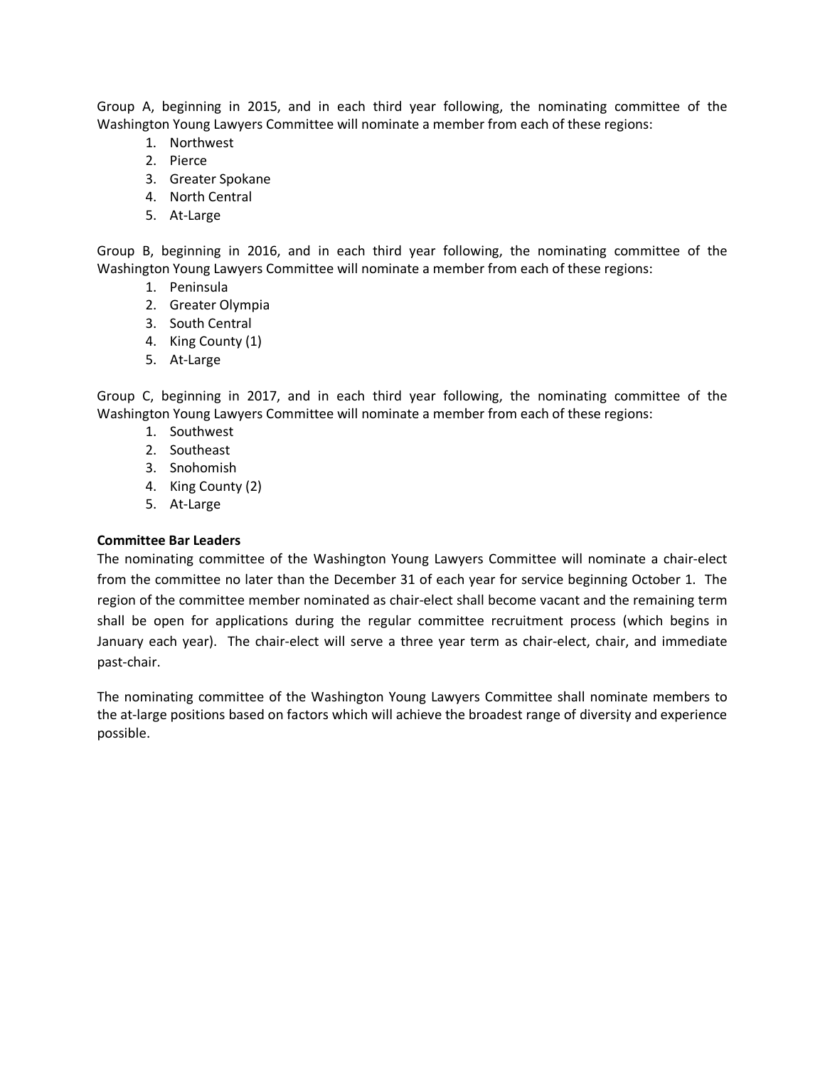Group A, beginning in 2015, and in each third year following, the nominating committee of the Washington Young Lawyers Committee will nominate a member from each of these regions:

1. Northwest
2. Pierce
3. Greater Spokane
4. North Central
5. At-Large

Group B, beginning in 2016, and in each third year following, the nominating committee of the Washington Young Lawyers Committee will nominate a member from each of these regions:

1. Peninsula
2. Greater Olympia
3. South Central
4. King County (1)
5. At-Large

Group C, beginning in 2017, and in each third year following, the nominating committee of the Washington Young Lawyers Committee will nominate a member from each of these regions:

1. Southwest
2. Southeast
3. Snohomish
4. King County (2)
5. At-Large

**Committee Bar Leaders**

The nominating committee of the Washington Young Lawyers Committee will nominate a chair-elect from the committee no later than the December 31 of each year for service beginning October 1. The region of the committee member nominated as chair-elect shall become vacant and the remaining term shall be open for applications during the regular committee recruitment process (which begins in January each year). The chair-elect will serve a three year term as chair-elect, chair, and immediate past-chair.

The nominating committee of the Washington Young Lawyers Committee shall nominate members to the at-large positions based on factors which will achieve the broadest range of diversity and experience possible.